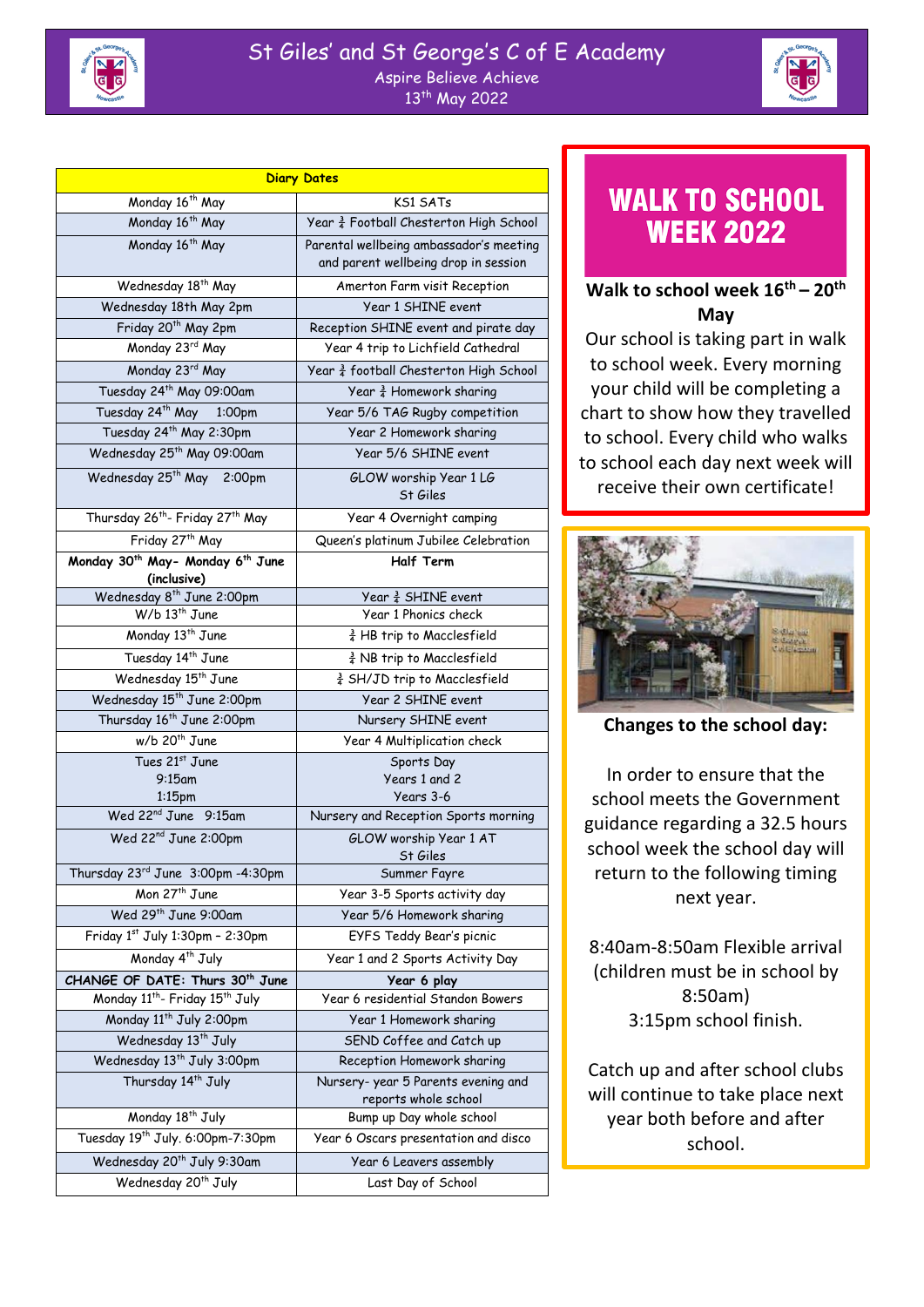# St Giles' and St George's C of E Academy

Aspire Believe Achieve

13th May 2022

| Diary Dates | |
|---|---|
| Monday 16th May | KS1 SATs |
| Monday 16th May | Year ¾ Football Chesterton High School |
| Monday 16th May | Parental wellbeing ambassador's meeting and parent wellbeing drop in session |
| Wednesday 18th May | Amerton Farm visit Reception |
| Wednesday 18th May 2pm | Year 1 SHINE event |
| Friday 20th May 2pm | Reception SHINE event and pirate day |
| Monday 23rd May | Year 4 trip to Lichfield Cathedral |
| Monday 23rd May | Year ¾ football Chesterton High School |
| Tuesday 24th May 09:00am | Year ¾ Homework sharing |
| Tuesday 24th May 1:00pm | Year 5/6 TAG Rugby competition |
| Tuesday 24th May 2:30pm | Year 2 Homework sharing |
| Wednesday 25th May 09:00am | Year 5/6 SHINE event |
| Wednesday 25th May 2:00pm | GLOW worship Year 1 LG St Giles |
| Thursday 26th- Friday 27th May | Year 4 Overnight camping |
| Friday 27th May | Queen's platinum Jubilee Celebration |
| **Monday 30th May- Monday 6th June (inclusive)** | **Half Term** |
| Wednesday 8th June 2:00pm | Year ¾ SHINE event |
| W/b 13th June | Year 1 Phonics check |
| Monday 13th June | ¾ HB trip to Macclesfield |
| Tuesday 14th June | ¾ NB trip to Macclesfield |
| Wednesday 15th June | ¾ SH/JD trip to Macclesfield |
| Wednesday 15th June 2:00pm | Year 2 SHINE event |
| Thursday 16th June 2:00pm | Nursery SHINE event |
| w/b 20th June | Year 4 Multiplication check |
| Tues 21st June 9:15am 1:15pm | Sports Day Years 1 and 2 Years 3-6 |
| Wed 22nd June 9:15am | Nursery and Reception Sports morning |
| Wed 22nd June 2:00pm | GLOW worship Year 1 AT St Giles |
| Thursday 23rd June 3:00pm -4:30pm | Summer Fayre |
| Mon 27th June | Year 3-5 Sports activity day |
| Wed 29th June 9:00am | Year 5/6 Homework sharing |
| Friday 1st July 1:30pm - 2:30pm | EYFS Teddy Bear's picnic |
| Monday 4th July | Year 1 and 2 Sports Activity Day |
| **CHANGE OF DATE: Thurs 30th June** | **Year 6 play** |
| Monday 11th- Friday 15th July | Year 6 residential Standon Bowers |
| Monday 11th July 2:00pm | Year 1 Homework sharing |
| Wednesday 13th July | SEND Coffee and Catch up |
| Wednesday 13th July 3:00pm | Reception Homework sharing |
| Thursday 14th July | Nursery- year 5 Parents evening and reports whole school |
| Monday 18th July | Bump up Day whole school |
| Tuesday 19th July. 6:00pm-7:30pm | Year 6 Oscars presentation and disco |
| Wednesday 20th July 9:30am | Year 6 Leavers assembly |
| Wednesday 20th July | Last Day of School |

## WALK TO SCHOOL WEEK 2022

**Walk to school week 16th – 20th May**

Our school is taking part in walk to school week. Every morning your child will be completing a chart to show how they travelled to school. Every child who walks to school each day next week will receive their own certificate!

**Changes to the school day:**

In order to ensure that the school meets the Government guidance regarding a 32.5 hours school week the school day will return to the following timing next year.

8:40am-8:50am Flexible arrival (children must be in school by 8:50am)
3:15pm school finish.

Catch up and after school clubs will continue to take place next year both before and after school.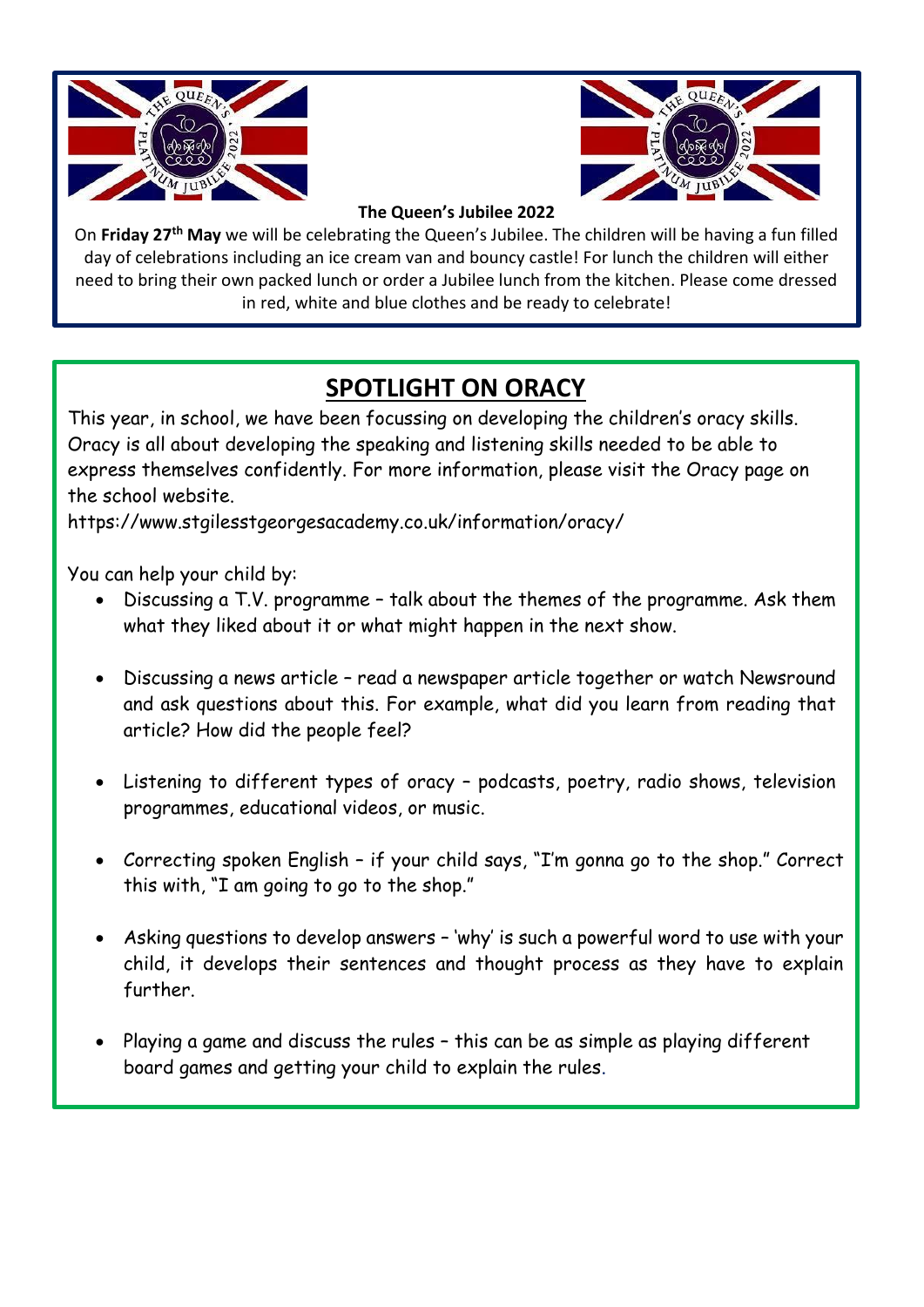**The Queen's Jubilee 2022**

On **Friday 27th May** we will be celebrating the Queen's Jubilee. The children will be having a fun filled day of celebrations including an ice cream van and bouncy castle! For lunch the children will either need to bring their own packed lunch or order a Jubilee lunch from the kitchen. Please come dressed in red, white and blue clothes and be ready to celebrate!

## SPOTLIGHT ON ORACY

This year, in school, we have been focussing on developing the children's oracy skills. Oracy is all about developing the speaking and listening skills needed to be able to express themselves confidently. For more information, please visit the Oracy page on the school website.
https://www.stgilesstgeorgesacademy.co.uk/information/oracy/

You can help your child by:

- Discussing a T.V. programme – talk about the themes of the programme. Ask them what they liked about it or what might happen in the next show.
- Discussing a news article – read a newspaper article together or watch Newsround and ask questions about this. For example, what did you learn from reading that article? How did the people feel?
- Listening to different types of oracy – podcasts, poetry, radio shows, television programmes, educational videos, or music.
- Correcting spoken English – if your child says, "I'm gonna go to the shop." Correct this with, "I am going to go to the shop."
- Asking questions to develop answers – 'why' is such a powerful word to use with your child, it develops their sentences and thought process as they have to explain further.
- Playing a game and discuss the rules – this can be as simple as playing different board games and getting your child to explain the rules.